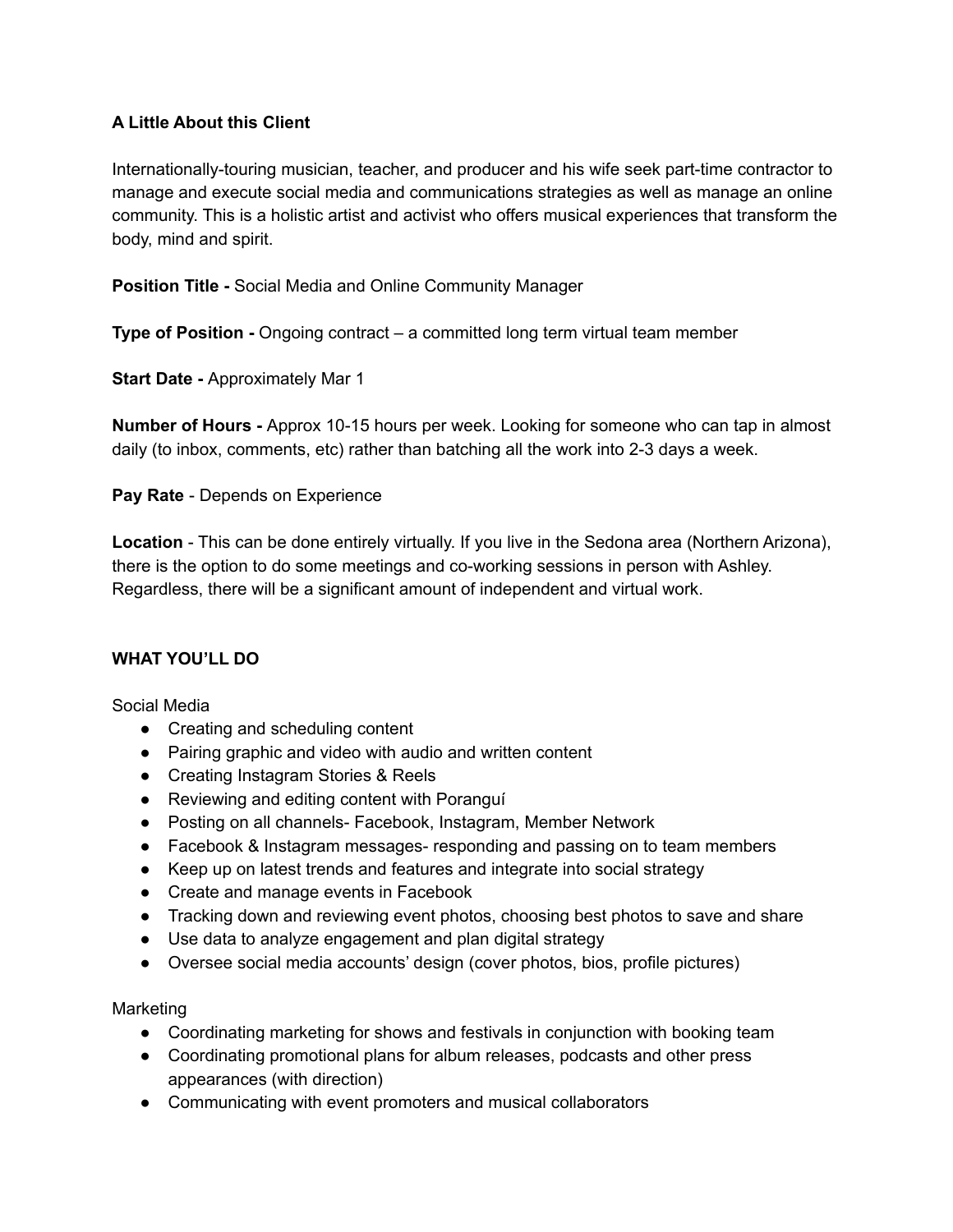**A Little About this Client**

Internationally-touring musician, teacher, and producer and his wife seek part-time contractor to manage and execute social media and communications strategies as well as manage an online community. This is a holistic artist and activist who offers musical experiences that transform the body, mind and spirit.

**Position Title -** Social Media and Online Community Manager

**Type of Position -** Ongoing contract – a committed long term virtual team member

**Start Date -** Approximately Mar 1

**Number of Hours -** Approx 10-15 hours per week. Looking for someone who can tap in almost daily (to inbox, comments, etc) rather than batching all the work into 2-3 days a week.

**Pay Rate** - Depends on Experience

**Location** - This can be done entirely virtually. If you live in the Sedona area (Northern Arizona), there is the option to do some meetings and co-working sessions in person with Ashley. Regardless, there will be a significant amount of independent and virtual work.

**WHAT YOU'LL DO**

Social Media

- Creating and scheduling content
- Pairing graphic and video with audio and written content
- Creating Instagram Stories & Reels
- Reviewing and editing content with Poranguí
- Posting on all channels- Facebook, Instagram, Member Network
- Facebook & Instagram messages- responding and passing on to team members
- Keep up on latest trends and features and integrate into social strategy
- Create and manage events in Facebook
- Tracking down and reviewing event photos, choosing best photos to save and share
- Use data to analyze engagement and plan digital strategy
- Oversee social media accounts' design (cover photos, bios, profile pictures)

Marketing

- Coordinating marketing for shows and festivals in conjunction with booking team
- Coordinating promotional plans for album releases, podcasts and other press appearances (with direction)
- Communicating with event promoters and musical collaborators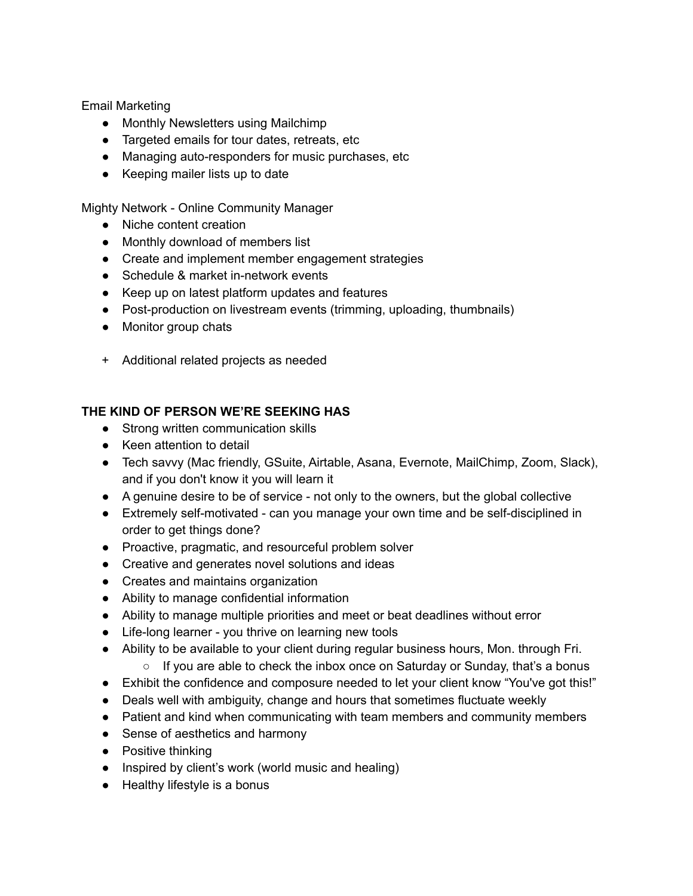Email Marketing

- Monthly Newsletters using Mailchimp
- Targeted emails for tour dates, retreats, etc
- Managing auto-responders for music purchases, etc
- Keeping mailer lists up to date

Mighty Network - Online Community Manager

- Niche content creation
- Monthly download of members list
- Create and implement member engagement strategies
- Schedule & market in-network events
- Keep up on latest platform updates and features
- Post-production on livestream events (trimming, uploading, thumbnails)
- Monitor group chats

+ Additional related projects as needed

**THE KIND OF PERSON WE'RE SEEKING HAS**

- Strong written communication skills
- Keen attention to detail
- Tech savvy (Mac friendly, GSuite, Airtable, Asana, Evernote, MailChimp, Zoom, Slack), and if you don't know it you will learn it
- A genuine desire to be of service - not only to the owners, but the global collective
- Extremely self-motivated - can you manage your own time and be self-disciplined in order to get things done?
- Proactive, pragmatic, and resourceful problem solver
- Creative and generates novel solutions and ideas
- Creates and maintains organization
- Ability to manage confidential information
- Ability to manage multiple priorities and meet or beat deadlines without error
- Life-long learner - you thrive on learning new tools
- Ability to be available to your client during regular business hours, Mon. through Fri.
  - If you are able to check the inbox once on Saturday or Sunday, that's a bonus
- Exhibit the confidence and composure needed to let your client know "You've got this!"
- Deals well with ambiguity, change and hours that sometimes fluctuate weekly
- Patient and kind when communicating with team members and community members
- Sense of aesthetics and harmony
- Positive thinking
- Inspired by client's work (world music and healing)
- Healthy lifestyle is a bonus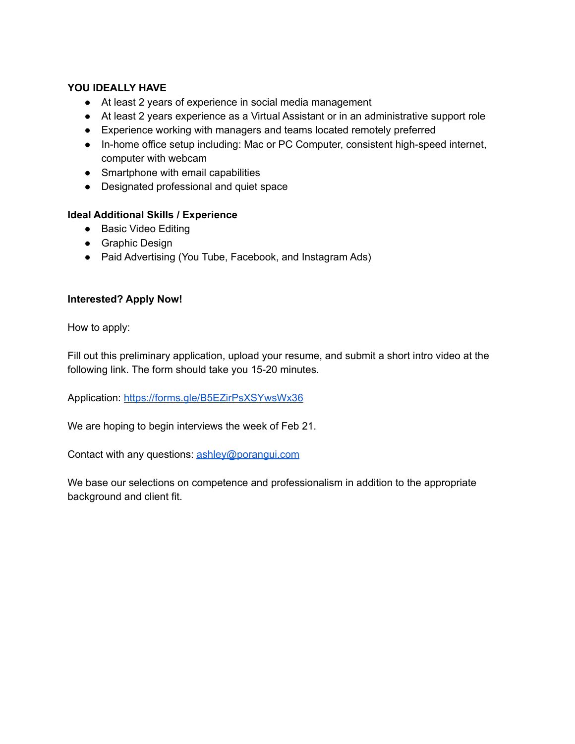**YOU IDEALLY HAVE**

- At least 2 years of experience in social media management
- At least 2 years experience as a Virtual Assistant or in an administrative support role
- Experience working with managers and teams located remotely preferred
- In-home office setup including: Mac or PC Computer, consistent high-speed internet, computer with webcam
- Smartphone with email capabilities
- Designated professional and quiet space

**Ideal Additional Skills / Experience**

- Basic Video Editing
- Graphic Design
- Paid Advertising (You Tube, Facebook, and Instagram Ads)

**Interested? Apply Now!**

How to apply:

Fill out this preliminary application, upload your resume, and submit a short intro video at the following link. The form should take you 15-20 minutes.

Application: [https://forms.gle/B5EZirPsXSYwsWx36](https://forms.gle/B5EZirPsXSYwsWx36)

We are hoping to begin interviews the week of Feb 21.

Contact with any questions: [ashley@porangui.com](mailto:ashley@porangui.com)

We base our selections on competence and professionalism in addition to the appropriate background and client fit.